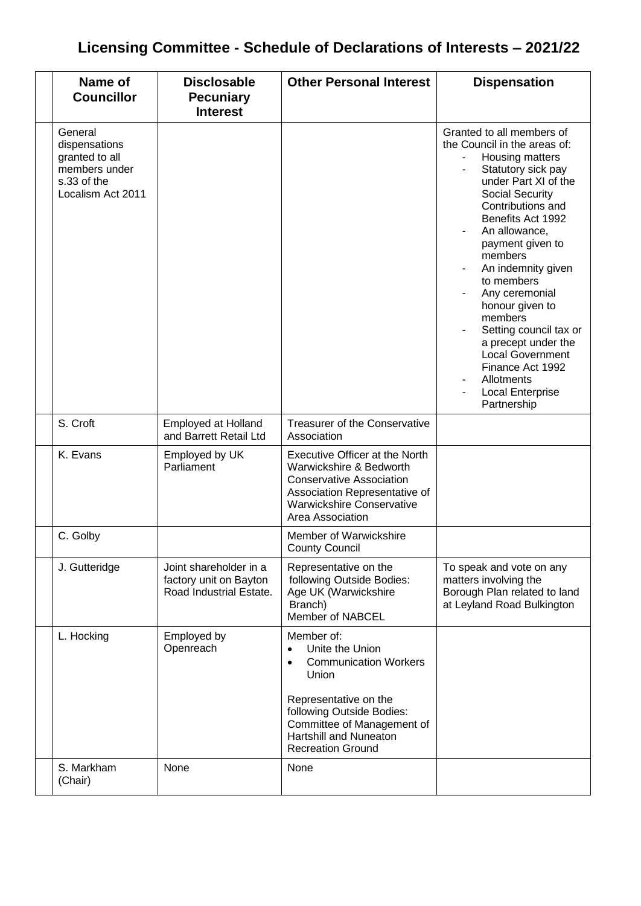# Licensing Committee - Schedule of Declarations of Interests – 2021/22

| Name of Councillor | Disclosable Pecuniary Interest | Other Personal Interest | Dispensation |
|---|---|---|---|
| General dispensations granted to all members under s.33 of the Localism Act 2011 | | | Granted to all members of the Council in the areas of:<br>- Housing matters<br>- Statutory sick pay under Part XI of the Social Security Contributions and Benefits Act 1992<br>- An allowance, payment given to members<br>- An indemnity given to members<br>- Any ceremonial honour given to members<br>- Setting council tax or a precept under the Local Government Finance Act 1992<br>- Allotments<br>- Local Enterprise Partnership |
| S. Croft | Employed at Holland and Barrett Retail Ltd | Treasurer of the Conservative Association | |
| K. Evans | Employed by UK Parliament | Executive Officer at the North Warwickshire & Bedworth Conservative Association<br>Association Representative of Warwickshire Conservative Area Association | |
| C. Golby | | Member of Warwickshire County Council | |
| J. Gutteridge | Joint shareholder in a factory unit on Bayton Road Industrial Estate. | Representative on the following Outside Bodies:<br>Age UK (Warwickshire Branch)<br>Member of NABCEL | To speak and vote on any matters involving the Borough Plan related to land at Leyland Road Bulkington |
| L. Hocking | Employed by Openreach | Member of:<br>• Unite the Union<br>• Communication Workers Union<br><br>Representative on the following Outside Bodies:<br>Committee of Management of Hartshill and Nuneaton Recreation Ground | |
| S. Markham (Chair) | None | None | |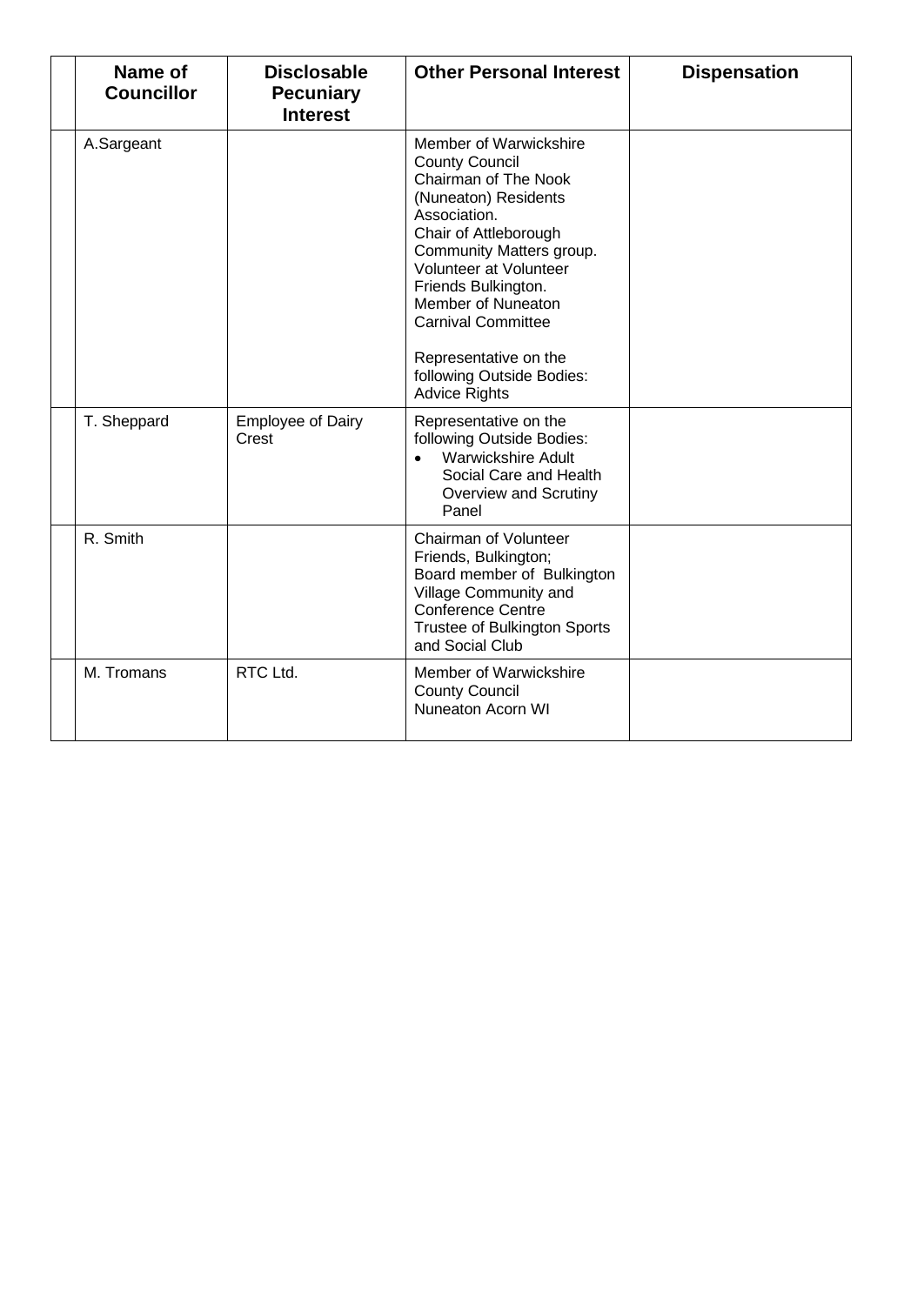| | Name of Councillor | Disclosable Pecuniary Interest | Other Personal Interest | Dispensation |
|---|---|---|---|---|
| | A.Sargeant | | Member of Warwickshire County Council<br>Chairman of The Nook (Nuneaton) Residents Association.<br>Chair of Attleborough Community Matters group.<br>Volunteer at Volunteer Friends Bulkington.<br>Member of Nuneaton Carnival Committee<br><br>Representative on the following Outside Bodies:<br>Advice Rights | |
| | T. Sheppard | Employee of Dairy Crest | Representative on the following Outside Bodies:<br>• Warwickshire Adult Social Care and Health Overview and Scrutiny Panel | |
| | R. Smith | | Chairman of Volunteer Friends, Bulkington;<br>Board member of Bulkington Village Community and Conference Centre<br>Trustee of Bulkington Sports and Social Club | |
| | M. Tromans | RTC Ltd. | Member of Warwickshire County Council<br>Nuneaton Acorn WI | |